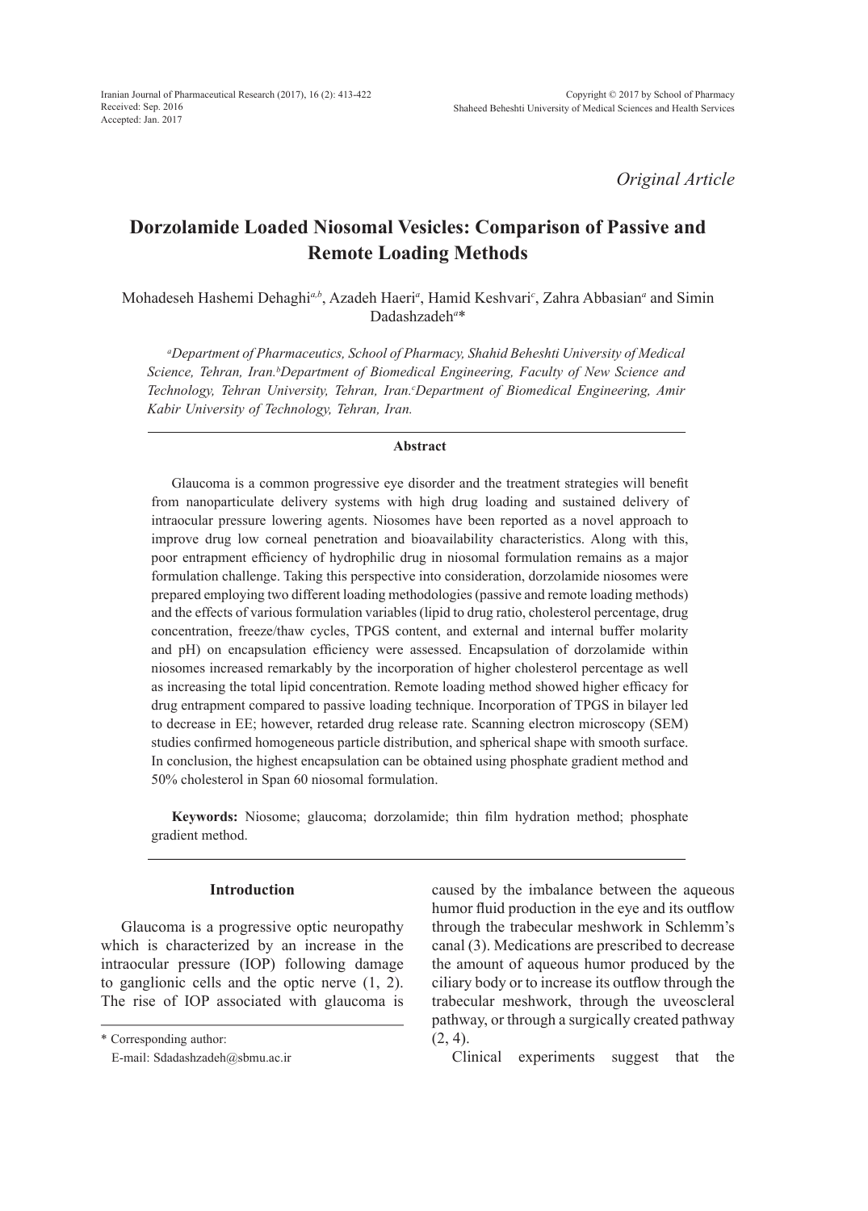*Original Article*

# Dorzolamide Loaded Niosomal Vesicles: Comparison of Passive and Remote Loading Methods

Mohadeseh Hashemi Dehaghi[a,b], Azadeh Haeri[a], Hamid Keshvari[c], Zahra Abbasian[a] and Simin Dadashzadeh[a]*

[a]*Department of Pharmaceutics, School of Pharmacy, Shahid Beheshti University of Medical Science, Tehran, Iran.*[b]*Department of Biomedical Engineering, Faculty of New Science and Technology, Tehran University, Tehran, Iran.*[c]*Department of Biomedical Engineering, Amir Kabir University of Technology, Tehran, Iran.*

## Abstract

Glaucoma is a common progressive eye disorder and the treatment strategies will benefit from nanoparticulate delivery systems with high drug loading and sustained delivery of intraocular pressure lowering agents. Niosomes have been reported as a novel approach to improve drug low corneal penetration and bioavailability characteristics. Along with this, poor entrapment efficiency of hydrophilic drug in niosomal formulation remains as a major formulation challenge. Taking this perspective into consideration, dorzolamide niosomes were prepared employing two different loading methodologies (passive and remote loading methods) and the effects of various formulation variables (lipid to drug ratio, cholesterol percentage, drug concentration, freeze/thaw cycles, TPGS content, and external and internal buffer molarity and pH) on encapsulation efficiency were assessed. Encapsulation of dorzolamide within niosomes increased remarkably by the incorporation of higher cholesterol percentage as well as increasing the total lipid concentration. Remote loading method showed higher efficacy for drug entrapment compared to passive loading technique. Incorporation of TPGS in bilayer led to decrease in EE; however, retarded drug release rate. Scanning electron microscopy (SEM) studies confirmed homogeneous particle distribution, and spherical shape with smooth surface. In conclusion, the highest encapsulation can be obtained using phosphate gradient method and 50% cholesterol in Span 60 niosomal formulation.

**Keywords:** Niosome; glaucoma; dorzolamide; thin film hydration method; phosphate gradient method.

## Introduction

Glaucoma is a progressive optic neuropathy which is characterized by an increase in the intraocular pressure (IOP) following damage to ganglionic cells and the optic nerve (1, 2). The rise of IOP associated with glaucoma is caused by the imbalance between the aqueous humor fluid production in the eye and its outflow through the trabecular meshwork in Schlemm's canal (3). Medications are prescribed to decrease the amount of aqueous humor produced by the ciliary body or to increase its outflow through the trabecular meshwork, through the uveoscleral pathway, or through a surgically created pathway (2, 4).

Clinical experiments suggest that the

\* Corresponding author:
E-mail: Sdadashzadeh@sbmu.ac.ir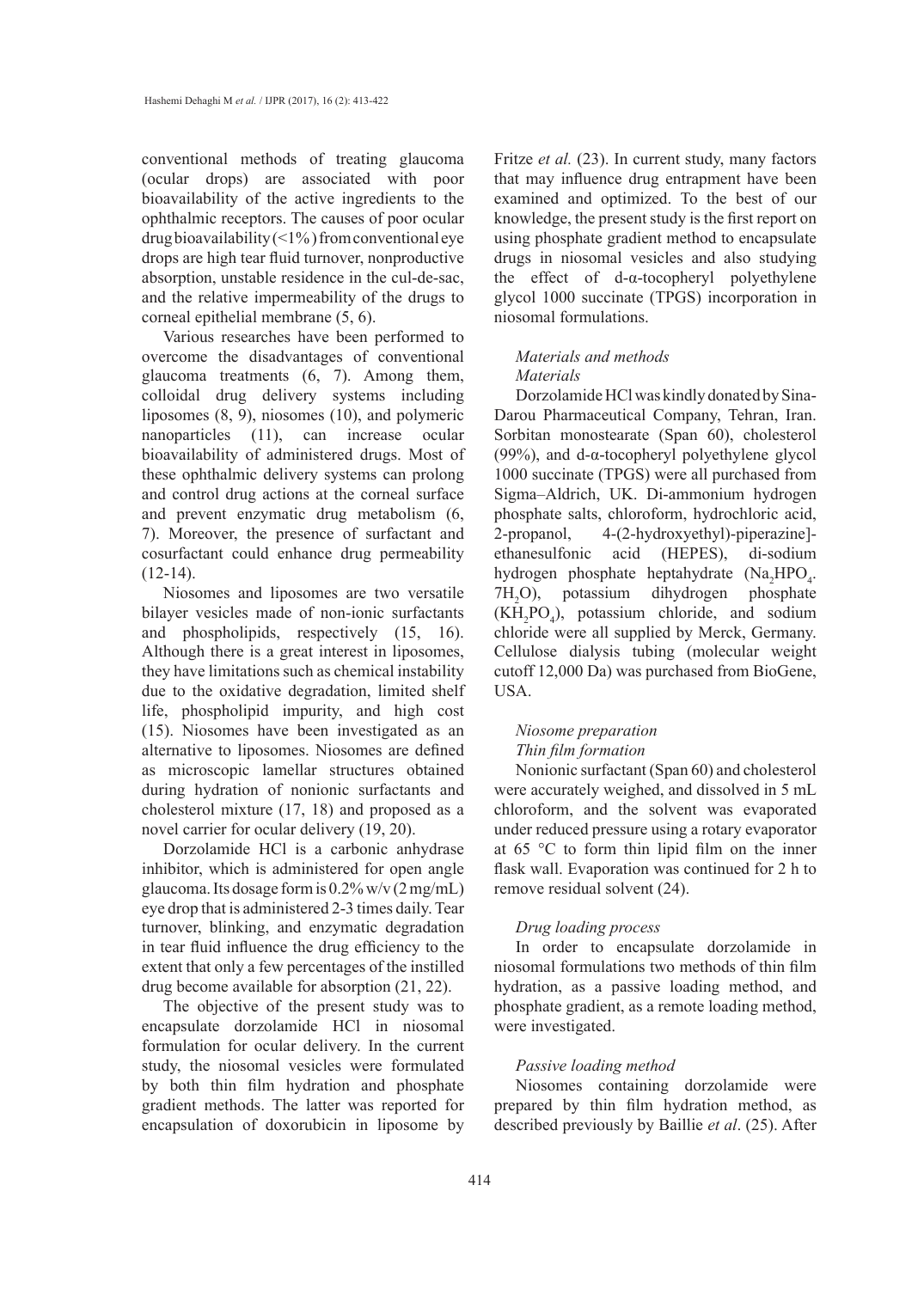conventional methods of treating glaucoma (ocular drops) are associated with poor bioavailability of the active ingredients to the ophthalmic receptors. The causes of poor ocular drug bioavailability (<1%) from conventional eye drops are high tear fluid turnover, nonproductive absorption, unstable residence in the cul-de-sac, and the relative impermeability of the drugs to corneal epithelial membrane (5, 6).

Various researches have been performed to overcome the disadvantages of conventional glaucoma treatments (6, 7). Among them, colloidal drug delivery systems including liposomes (8, 9), niosomes (10), and polymeric nanoparticles (11), can increase ocular bioavailability of administered drugs. Most of these ophthalmic delivery systems can prolong and control drug actions at the corneal surface and prevent enzymatic drug metabolism (6, 7). Moreover, the presence of surfactant and cosurfactant could enhance drug permeability (12-14).

Niosomes and liposomes are two versatile bilayer vesicles made of non-ionic surfactants and phospholipids, respectively (15, 16). Although there is a great interest in liposomes, they have limitations such as chemical instability due to the oxidative degradation, limited shelf life, phospholipid impurity, and high cost (15). Niosomes have been investigated as an alternative to liposomes. Niosomes are defined as microscopic lamellar structures obtained during hydration of nonionic surfactants and cholesterol mixture (17, 18) and proposed as a novel carrier for ocular delivery (19, 20).

Dorzolamide HCl is a carbonic anhydrase inhibitor, which is administered for open angle glaucoma. Its dosage form is 0.2% w/v (2 mg/mL) eye drop that is administered 2-3 times daily. Tear turnover, blinking, and enzymatic degradation in tear fluid influence the drug efficiency to the extent that only a few percentages of the instilled drug become available for absorption (21, 22).

The objective of the present study was to encapsulate dorzolamide HCl in niosomal formulation for ocular delivery. In the current study, the niosomal vesicles were formulated by both thin film hydration and phosphate gradient methods. The latter was reported for encapsulation of doxorubicin in liposome by Fritze *et al.* (23). In current study, many factors that may influence drug entrapment have been examined and optimized. To the best of our knowledge, the present study is the first report on using phosphate gradient method to encapsulate drugs in niosomal vesicles and also studying the effect of d-α-tocopheryl polyethylene glycol 1000 succinate (TPGS) incorporation in niosomal formulations.

## *Materials and methods*

### *Materials*

Dorzolamide HCl was kindly donated by Sina-Darou Pharmaceutical Company, Tehran, Iran. Sorbitan monostearate (Span 60), cholesterol (99%), and d-α-tocopheryl polyethylene glycol 1000 succinate (TPGS) were all purchased from Sigma–Aldrich, UK. Di-ammonium hydrogen phosphate salts, chloroform, hydrochloric acid, 2-propanol, 4-(2-hydroxyethyl)-piperazine]-ethanesulfonic acid (HEPES), di-sodium hydrogen phosphate heptahydrate ($Na_2HPO_4 \cdot 7H_2O$), potassium dihydrogen phosphate ($KH_2PO_4$), potassium chloride, and sodium chloride were all supplied by Merck, Germany. Cellulose dialysis tubing (molecular weight cutoff 12,000 Da) was purchased from BioGene, USA.

### *Niosome preparation*

#### *Thin film formation*

Nonionic surfactant (Span 60) and cholesterol were accurately weighed, and dissolved in 5 mL chloroform, and the solvent was evaporated under reduced pressure using a rotary evaporator at 65 °C to form thin lipid film on the inner flask wall. Evaporation was continued for 2 h to remove residual solvent (24).

#### *Drug loading process*

In order to encapsulate dorzolamide in niosomal formulations two methods of thin film hydration, as a passive loading method, and phosphate gradient, as a remote loading method, were investigated.

#### *Passive loading method*

Niosomes containing dorzolamide were prepared by thin film hydration method, as described previously by Baillie *et al*. (25). After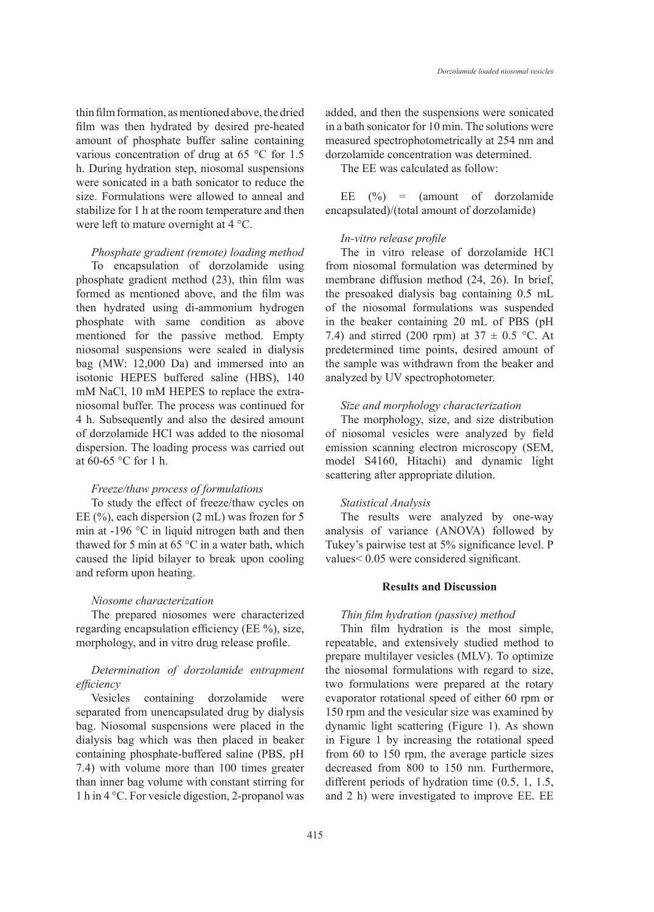thin film formation, as mentioned above, the dried film was then hydrated by desired pre-heated amount of phosphate buffer saline containing various concentration of drug at 65 °C for 1.5 h. During hydration step, niosomal suspensions were sonicated in a bath sonicator to reduce the size. Formulations were allowed to anneal and stabilize for 1 h at the room temperature and then were left to mature overnight at 4 °C.

*Phosphate gradient (remote) loading method*

To encapsulation of dorzolamide using phosphate gradient method (23), thin film was formed as mentioned above, and the film was then hydrated using di-ammonium hydrogen phosphate with same condition as above mentioned for the passive method. Empty niosomal suspensions were sealed in dialysis bag (MW: 12,000 Da) and immersed into an isotonic HEPES buffered saline (HBS), 140 mM NaCl, 10 mM HEPES to replace the extra-niosomal buffer. The process was continued for 4 h. Subsequently and also the desired amount of dorzolamide HCl was added to the niosomal dispersion. The loading process was carried out at 60-65 °C for 1 h.

*Freeze/thaw process of formulations*

To study the effect of freeze/thaw cycles on EE (%), each dispersion (2 mL) was frozen for 5 min at -196 °C in liquid nitrogen bath and then thawed for 5 min at 65 °C in a water bath, which caused the lipid bilayer to break upon cooling and reform upon heating.

*Niosome characterization*

The prepared niosomes were characterized regarding encapsulation efficiency (EE %), size, morphology, and in vitro drug release profile.

*Determination of dorzolamide entrapment efficiency*

Vesicles containing dorzolamide were separated from unencapsulated drug by dialysis bag. Niosomal suspensions were placed in the dialysis bag which was then placed in beaker containing phosphate-buffered saline (PBS, pH 7.4) with volume more than 100 times greater than inner bag volume with constant stirring for 1 h in 4 °C. For vesicle digestion, 2-propanol was added, and then the suspensions were sonicated in a bath sonicator for 10 min. The solutions were measured spectrophotometrically at 254 nm and dorzolamide concentration was determined.

The EE was calculated as follow:

EE (%) = (amount of dorzolamide encapsulated)/(total amount of dorzolamide)

*In-vitro release profile*

The in vitro release of dorzolamide HCl from niosomal formulation was determined by membrane diffusion method (24, 26). In brief, the presoaked dialysis bag containing 0.5 mL of the niosomal formulations was suspended in the beaker containing 20 mL of PBS (pH 7.4) and stirred (200 rpm) at 37 ± 0.5 °C. At predetermined time points, desired amount of the sample was withdrawn from the beaker and analyzed by UV spectrophotometer.

*Size and morphology characterization*

The morphology, size, and size distribution of niosomal vesicles were analyzed by field emission scanning electron microscopy (SEM, model S4160, Hitachi) and dynamic light scattering after appropriate dilution.

*Statistical Analysis*

The results were analyzed by one-way analysis of variance (ANOVA) followed by Tukey's pairwise test at 5% significance level. P values< 0.05 were considered significant.

## Results and Discussion

*Thin film hydration (passive) method*

Thin film hydration is the most simple, repeatable, and extensively studied method to prepare multilayer vesicles (MLV). To optimize the niosomal formulations with regard to size, two formulations were prepared at the rotary evaporator rotational speed of either 60 rpm or 150 rpm and the vesicular size was examined by dynamic light scattering (Figure 1). As shown in Figure 1 by increasing the rotational speed from 60 to 150 rpm, the average particle sizes decreased from 800 to 150 nm. Furthermore, different periods of hydration time (0.5, 1, 1.5, and 2 h) were investigated to improve EE. EE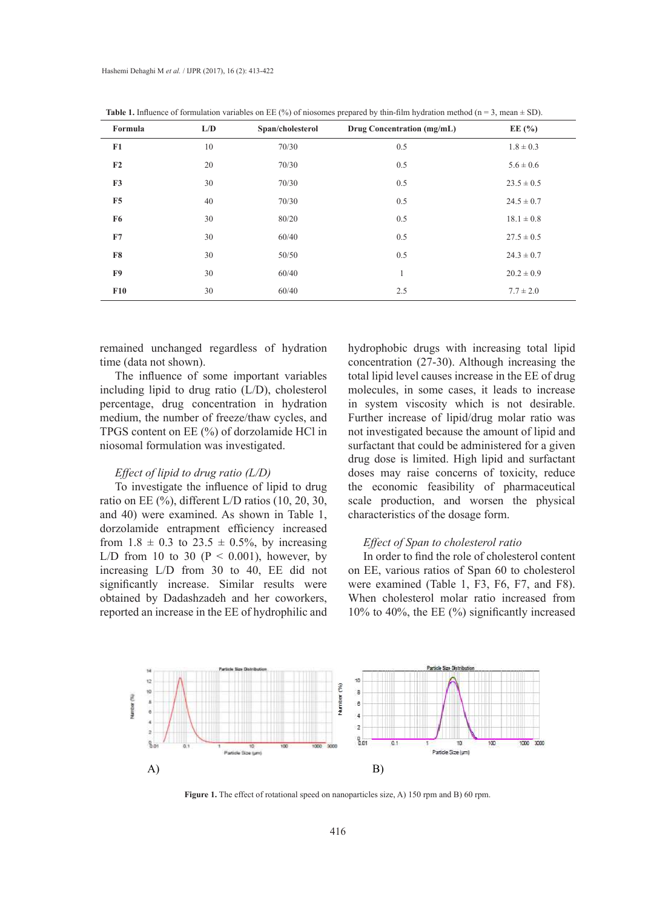Table 1. Influence of formulation variables on EE (%) of niosomes prepared by thin-film hydration method (n = 3, mean ± SD).

| Formula | L/D | Span/cholesterol | Drug Concentration (mg/mL) | EE (%) |
|---|---|---|---|---|
| F1 | 10 | 70/30 | 0.5 | 1.8 ± 0.3 |
| F2 | 20 | 70/30 | 0.5 | 5.6 ± 0.6 |
| F3 | 30 | 70/30 | 0.5 | 23.5 ± 0.5 |
| F5 | 40 | 70/30 | 0.5 | 24.5 ± 0.7 |
| F6 | 30 | 80/20 | 0.5 | 18.1 ± 0.8 |
| F7 | 30 | 60/40 | 0.5 | 27.5 ± 0.5 |
| F8 | 30 | 50/50 | 0.5 | 24.3 ± 0.7 |
| F9 | 30 | 60/40 | 1 | 20.2 ± 0.9 |
| F10 | 30 | 60/40 | 2.5 | 7.7 ± 2.0 |

remained unchanged regardless of hydration time (data not shown).

The influence of some important variables including lipid to drug ratio (L/D), cholesterol percentage, drug concentration in hydration medium, the number of freeze/thaw cycles, and TPGS content on EE (%) of dorzolamide HCl in niosomal formulation was investigated.

*Effect of lipid to drug ratio (L/D)*

To investigate the influence of lipid to drug ratio on EE (%), different L/D ratios (10, 20, 30, and 40) were examined. As shown in Table 1, dorzolamide entrapment efficiency increased from 1.8 ± 0.3 to 23.5 ± 0.5%, by increasing L/D from 10 to 30 ($P < 0.001$), however, by increasing L/D from 30 to 40, EE did not significantly increase. Similar results were obtained by Dadashzadeh and her coworkers, reported an increase in the EE of hydrophilic and hydrophobic drugs with increasing total lipid concentration (27-30). Although increasing the total lipid level causes increase in the EE of drug molecules, in some cases, it leads to increase in system viscosity which is not desirable. Further increase of lipid/drug molar ratio was not investigated because the amount of lipid and surfactant that could be administered for a given drug dose is limited. High lipid and surfactant doses may raise concerns of toxicity, reduce the economic feasibility of pharmaceutical scale production, and worsen the physical characteristics of the dosage form.

*Effect of Span to cholesterol ratio*

In order to find the role of cholesterol content on EE, various ratios of Span 60 to cholesterol were examined (Table 1, F3, F6, F7, and F8). When cholesterol molar ratio increased from 10% to 40%, the EE (%) significantly increased

Figure 1. The effect of rotational speed on nanoparticles size, A) 150 rpm and B) 60 rpm.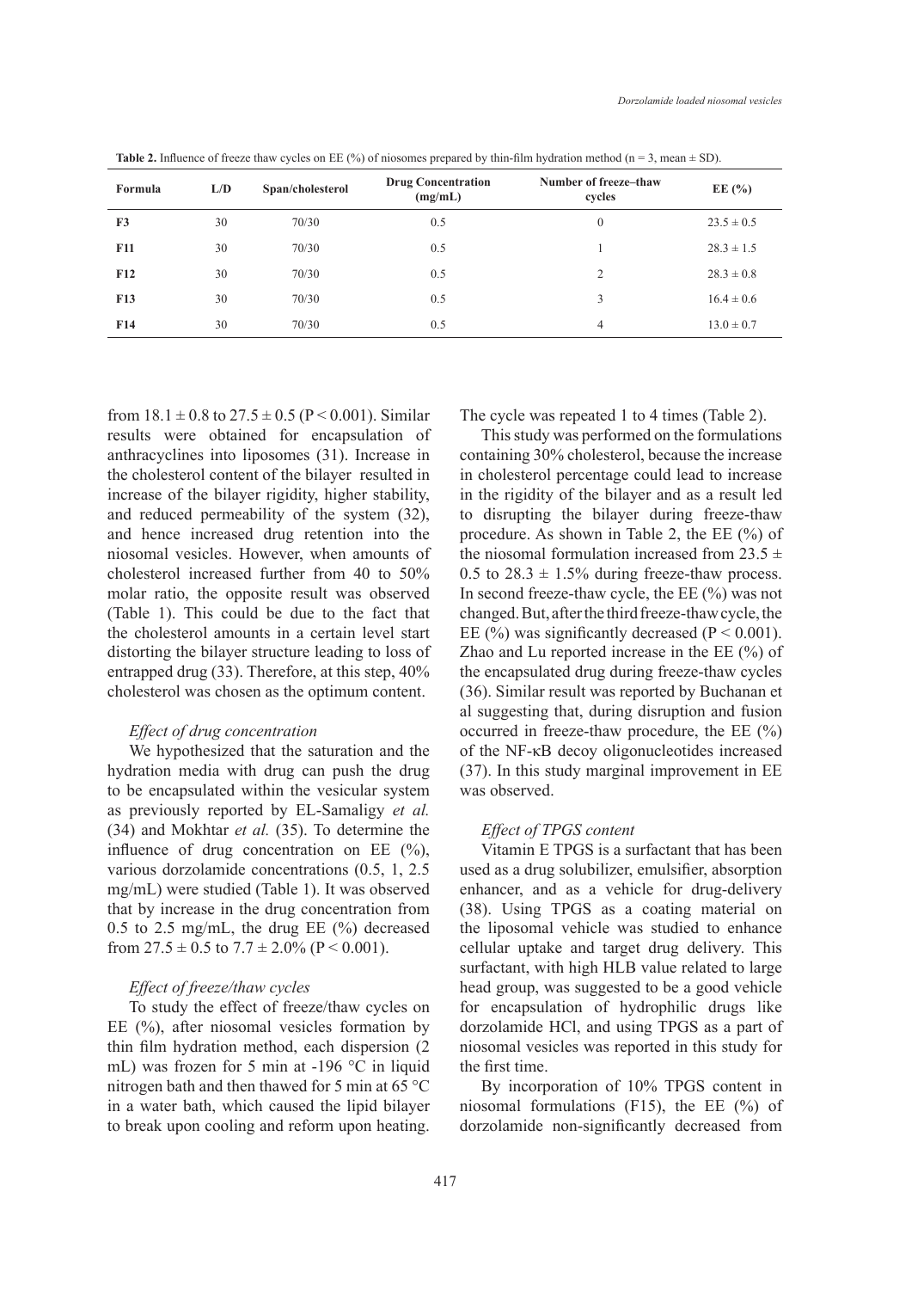**Table 2.** Influence of freeze thaw cycles on EE (%) of niosomes prepared by thin-film hydration method (n = 3, mean ± SD).

| Formula | L/D | Span/cholesterol | Drug Concentration (mg/mL) | Number of freeze–thaw cycles | EE (%) |
|---|---|---|---|---|---|
| **F3** | 30 | 70/30 | 0.5 | 0 | 23.5 ± 0.5 |
| **F11** | 30 | 70/30 | 0.5 | 1 | 28.3 ± 1.5 |
| **F12** | 30 | 70/30 | 0.5 | 2 | 28.3 ± 0.8 |
| **F13** | 30 | 70/30 | 0.5 | 3 | 16.4 ± 0.6 |
| **F14** | 30 | 70/30 | 0.5 | 4 | 13.0 ± 0.7 |

from 18.1 ± 0.8 to 27.5 ± 0.5 ($P < 0.001$). Similar results were obtained for encapsulation of anthracyclines into liposomes (31). Increase in the cholesterol content of the bilayer resulted in increase of the bilayer rigidity, higher stability, and reduced permeability of the system (32), and hence increased drug retention into the niosomal vesicles. However, when amounts of cholesterol increased further from 40 to 50% molar ratio, the opposite result was observed (Table 1). This could be due to the fact that the cholesterol amounts in a certain level start distorting the bilayer structure leading to loss of entrapped drug (33). Therefore, at this step, 40% cholesterol was chosen as the optimum content.

*Effect of drug concentration*

We hypothesized that the saturation and the hydration media with drug can push the drug to be encapsulated within the vesicular system as previously reported by EL-Samaligy *et al.* (34) and Mokhtar *et al.* (35). To determine the influence of drug concentration on EE (%), various dorzolamide concentrations (0.5, 1, 2.5 mg/mL) were studied (Table 1). It was observed that by increase in the drug concentration from 0.5 to 2.5 mg/mL, the drug EE (%) decreased from 27.5 ± 0.5 to 7.7 ± 2.0% ($P < 0.001$).

*Effect of freeze/thaw cycles*

To study the effect of freeze/thaw cycles on EE (%), after niosomal vesicles formation by thin film hydration method, each dispersion (2 mL) was frozen for 5 min at -196 °C in liquid nitrogen bath and then thawed for 5 min at 65 °C in a water bath, which caused the lipid bilayer to break upon cooling and reform upon heating. The cycle was repeated 1 to 4 times (Table 2).

This study was performed on the formulations containing 30% cholesterol, because the increase in cholesterol percentage could lead to increase in the rigidity of the bilayer and as a result led to disrupting the bilayer during freeze-thaw procedure. As shown in Table 2, the EE (%) of the niosomal formulation increased from 23.5 ± 0.5 to 28.3 ± 1.5% during freeze-thaw process. In second freeze-thaw cycle, the EE (%) was not changed. But, after the third freeze-thaw cycle, the EE (%) was significantly decreased ($P < 0.001$). Zhao and Lu reported increase in the EE (%) of the encapsulated drug during freeze-thaw cycles (36). Similar result was reported by Buchanan et al suggesting that, during disruption and fusion occurred in freeze-thaw procedure, the EE (%) of the NF-κB decoy oligonucleotides increased (37). In this study marginal improvement in EE was observed.

*Effect of TPGS content*

Vitamin E TPGS is a surfactant that has been used as a drug solubilizer, emulsifier, absorption enhancer, and as a vehicle for drug-delivery (38). Using TPGS as a coating material on the liposomal vehicle was studied to enhance cellular uptake and target drug delivery. This surfactant, with high HLB value related to large head group, was suggested to be a good vehicle for encapsulation of hydrophilic drugs like dorzolamide HCl, and using TPGS as a part of niosomal vesicles was reported in this study for the first time.

By incorporation of 10% TPGS content in niosomal formulations (F15), the EE (%) of dorzolamide non-significantly decreased from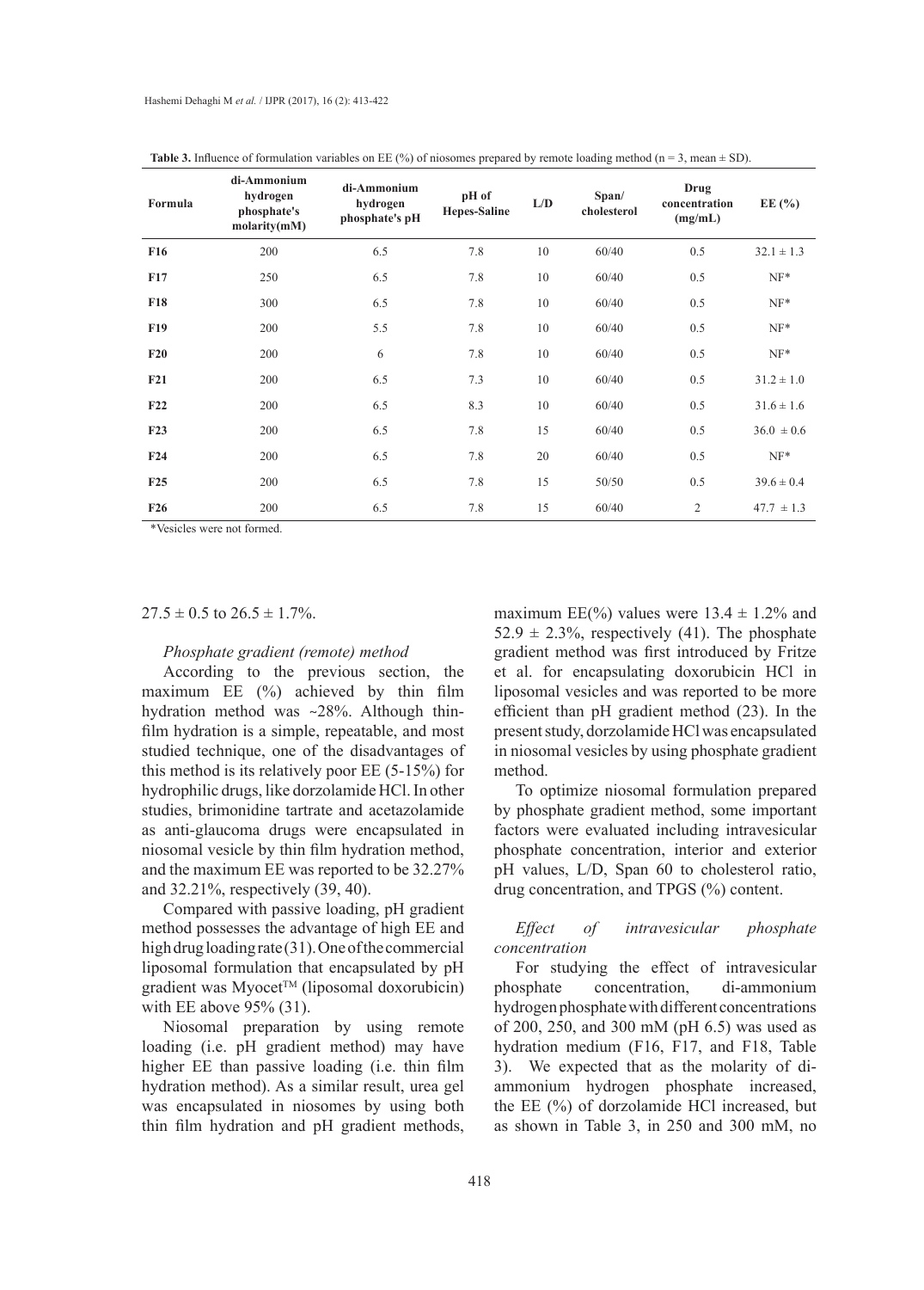**Table 3.** Influence of formulation variables on EE (%) of niosomes prepared by remote loading method (n = 3, mean ± SD).

| Formula | di-Ammonium hydrogen phosphate's molarity(mM) | di-Ammonium hydrogen phosphate's pH | pH of Hepes-Saline | L/D | Span/ cholesterol | Drug concentration (mg/mL) | EE (%) |
|---|---|---|---|---|---|---|---|
| **F16** | 200 | 6.5 | 7.8 | 10 | 60/40 | 0.5 | 32.1 ± 1.3 |
| **F17** | 250 | 6.5 | 7.8 | 10 | 60/40 | 0.5 | NF* |
| **F18** | 300 | 6.5 | 7.8 | 10 | 60/40 | 0.5 | NF* |
| **F19** | 200 | 5.5 | 7.8 | 10 | 60/40 | 0.5 | NF* |
| **F20** | 200 | 6 | 7.8 | 10 | 60/40 | 0.5 | NF* |
| **F21** | 200 | 6.5 | 7.3 | 10 | 60/40 | 0.5 | 31.2 ± 1.0 |
| **F22** | 200 | 6.5 | 8.3 | 10 | 60/40 | 0.5 | 31.6 ± 1.6 |
| **F23** | 200 | 6.5 | 7.8 | 15 | 60/40 | 0.5 | 36.0 ± 0.6 |
| **F24** | 200 | 6.5 | 7.8 | 20 | 60/40 | 0.5 | NF* |
| **F25** | 200 | 6.5 | 7.8 | 15 | 50/50 | 0.5 | 39.6 ± 0.4 |
| **F26** | 200 | 6.5 | 7.8 | 15 | 60/40 | 2 | 47.7 ± 1.3 |

*Vesicles were not formed.

27.5 ± 0.5 to 26.5 ± 1.7%.

*Phosphate gradient (remote) method*

According to the previous section, the maximum EE (%) achieved by thin film hydration method was ~28%. Although thin-film hydration is a simple, repeatable, and most studied technique, one of the disadvantages of this method is its relatively poor EE (5-15%) for hydrophilic drugs, like dorzolamide HCl. In other studies, brimonidine tartrate and acetazolamide as anti-glaucoma drugs were encapsulated in niosomal vesicle by thin film hydration method, and the maximum EE was reported to be 32.27% and 32.21%, respectively (39, 40).

Compared with passive loading, pH gradient method possesses the advantage of high EE and high drug loading rate (31). One of the commercial liposomal formulation that encapsulated by pH gradient was Myocet™ (liposomal doxorubicin) with EE above 95% (31).

Niosomal preparation by using remote loading (i.e. pH gradient method) may have higher EE than passive loading (i.e. thin film hydration method). As a similar result, urea gel was encapsulated in niosomes by using both thin film hydration and pH gradient methods, maximum EE(%) values were 13.4 ± 1.2% and 52.9 ± 2.3%, respectively (41). The phosphate gradient method was first introduced by Fritze et al. for encapsulating doxorubicin HCl in liposomal vesicles and was reported to be more efficient than pH gradient method (23). In the present study, dorzolamide HCl was encapsulated in niosomal vesicles by using phosphate gradient method.

To optimize niosomal formulation prepared by phosphate gradient method, some important factors were evaluated including intravesicular phosphate concentration, interior and exterior pH values, L/D, Span 60 to cholesterol ratio, drug concentration, and TPGS (%) content.

*Effect of intravesicular phosphate concentration*

For studying the effect of intravesicular phosphate concentration, di-ammonium hydrogen phosphate with different concentrations of 200, 250, and 300 mM (pH 6.5) was used as hydration medium (F16, F17, and F18, Table 3). We expected that as the molarity of di-ammonium hydrogen phosphate increased, the EE (%) of dorzolamide HCl increased, but as shown in Table 3, in 250 and 300 mM, no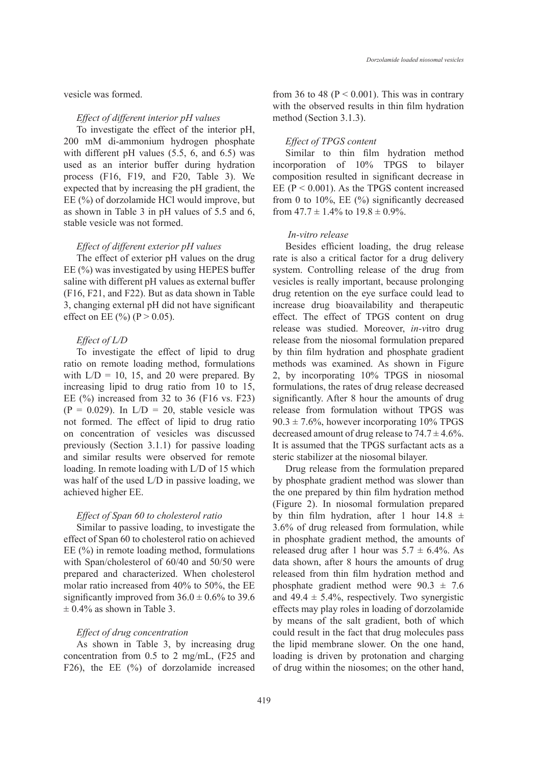vesicle was formed.

*Effect of different interior pH values*

To investigate the effect of the interior pH, 200 mM di-ammonium hydrogen phosphate with different pH values (5.5, 6, and 6.5) was used as an interior buffer during hydration process (F16, F19, and F20, Table 3). We expected that by increasing the pH gradient, the EE (%) of dorzolamide HCl would improve, but as shown in Table 3 in pH values of 5.5 and 6, stable vesicle was not formed.

*Effect of different exterior pH values*

The effect of exterior pH values on the drug EE (%) was investigated by using HEPES buffer saline with different pH values as external buffer (F16, F21, and F22). But as data shown in Table 3, changing external pH did not have significant effect on EE (%) ($P > 0.05$).

*Effect of L/D*

To investigate the effect of lipid to drug ratio on remote loading method, formulations with L/D = 10, 15, and 20 were prepared. By increasing lipid to drug ratio from 10 to 15, EE (%) increased from 32 to 36 (F16 vs. F23) ($P = 0.029$). In L/D = 20, stable vesicle was not formed. The effect of lipid to drug ratio on concentration of vesicles was discussed previously (Section 3.1.1) for passive loading and similar results were observed for remote loading. In remote loading with L/D of 15 which was half of the used L/D in passive loading, we achieved higher EE.

*Effect of Span 60 to cholesterol ratio*

Similar to passive loading, to investigate the effect of Span 60 to cholesterol ratio on achieved EE (%) in remote loading method, formulations with Span/cholesterol of 60/40 and 50/50 were prepared and characterized. When cholesterol molar ratio increased from 40% to 50%, the EE significantly improved from 36.0 ± 0.6% to 39.6 ± 0.4% as shown in Table 3.

*Effect of drug concentration*

As shown in Table 3, by increasing drug concentration from 0.5 to 2 mg/mL, (F25 and F26), the EE (%) of dorzolamide increased from 36 to 48 ($P < 0.001$). This was in contrary with the observed results in thin film hydration method (Section 3.1.3).

*Effect of TPGS content*

Similar to thin film hydration method incorporation of 10% TPGS to bilayer composition resulted in significant decrease in EE ($P < 0.001$). As the TPGS content increased from 0 to 10%, EE (%) significantly decreased from 47.7 ± 1.4% to 19.8 ± 0.9%.

*In-vitro release*

Besides efficient loading, the drug release rate is also a critical factor for a drug delivery system. Controlling release of the drug from vesicles is really important, because prolonging drug retention on the eye surface could lead to increase drug bioavailability and therapeutic effect. The effect of TPGS content on drug release was studied. Moreover, *in-vitro* drug release from the niosomal formulation prepared by thin film hydration and phosphate gradient methods was examined. As shown in Figure 2, by incorporating 10% TPGS in niosomal formulations, the rates of drug release decreased significantly. After 8 hour the amounts of drug release from formulation without TPGS was 90.3 ± 7.6%, however incorporating 10% TPGS decreased amount of drug release to 74.7 ± 4.6%. It is assumed that the TPGS surfactant acts as a steric stabilizer at the niosomal bilayer.

Drug release from the formulation prepared by phosphate gradient method was slower than the one prepared by thin film hydration method (Figure 2). In niosomal formulation prepared by thin film hydration, after 1 hour 14.8 ± 3.6% of drug released from formulation, while in phosphate gradient method, the amounts of released drug after 1 hour was 5.7 ± 6.4%. As data shown, after 8 hours the amounts of drug released from thin film hydration method and phosphate gradient method were 90.3 ± 7.6 and 49.4 ± 5.4%, respectively. Two synergistic effects may play roles in loading of dorzolamide by means of the salt gradient, both of which could result in the fact that drug molecules pass the lipid membrane slower. On the one hand, loading is driven by protonation and charging of drug within the niosomes; on the other hand,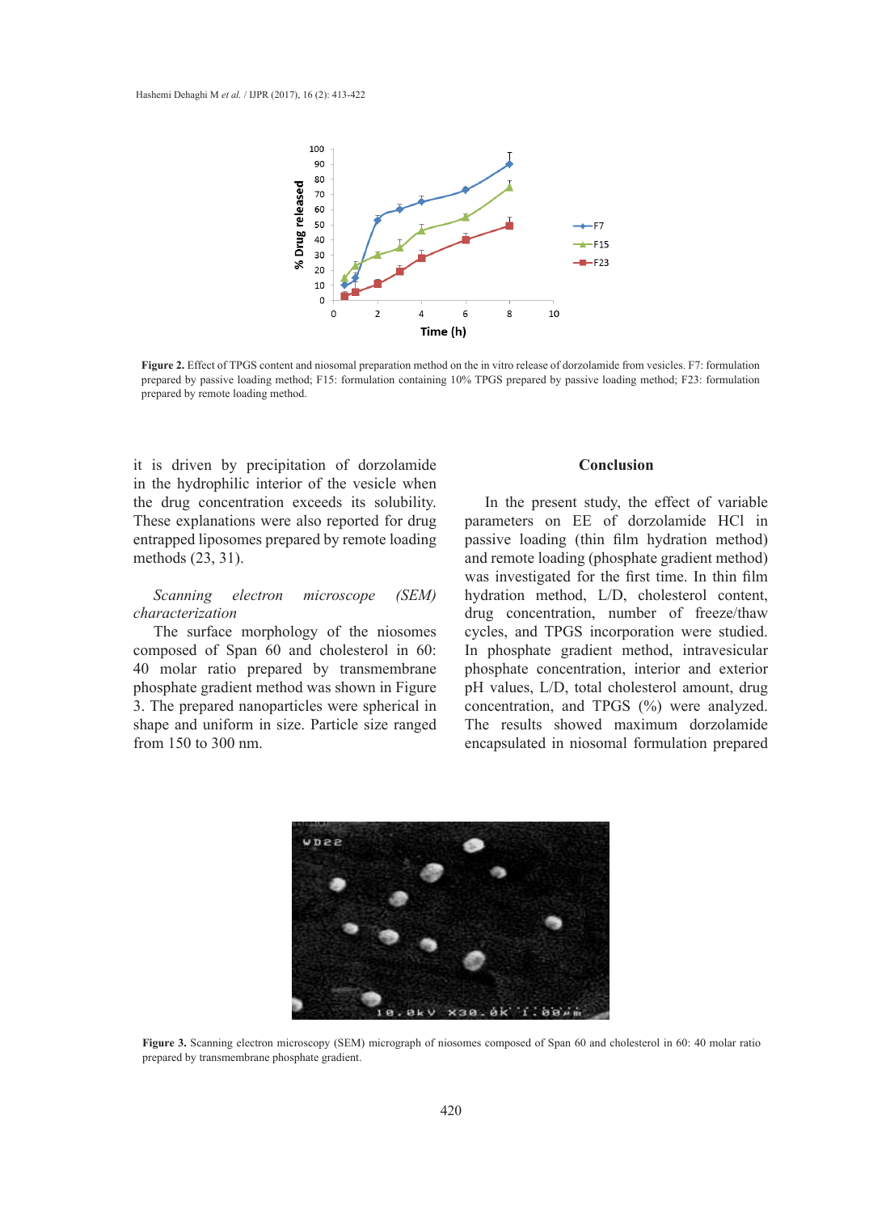Figure 2. Effect of TPGS content and niosomal preparation method on the in vitro release of dorzolamide from vesicles. F7: formulation prepared by passive loading method; F15: formulation containing 10% TPGS prepared by passive loading method; F23: formulation prepared by remote loading method.

it is driven by precipitation of dorzolamide in the hydrophilic interior of the vesicle when the drug concentration exceeds its solubility. These explanations were also reported for drug entrapped liposomes prepared by remote loading methods (23, 31).

*Scanning electron microscope (SEM) characterization*

The surface morphology of the niosomes composed of Span 60 and cholesterol in 60: 40 molar ratio prepared by transmembrane phosphate gradient method was shown in Figure 3. The prepared nanoparticles were spherical in shape and uniform in size. Particle size ranged from 150 to 300 nm.

## Conclusion

In the present study, the effect of variable parameters on EE of dorzolamide HCl in passive loading (thin film hydration method) and remote loading (phosphate gradient method) was investigated for the first time. In thin film hydration method, L/D, cholesterol content, drug concentration, number of freeze/thaw cycles, and TPGS incorporation were studied. In phosphate gradient method, intravesicular phosphate concentration, interior and exterior pH values, L/D, total cholesterol amount, drug concentration, and TPGS (%) were analyzed. The results showed maximum dorzolamide encapsulated in niosomal formulation prepared

Figure 3. Scanning electron microscopy (SEM) micrograph of niosomes composed of Span 60 and cholesterol in 60: 40 molar ratio prepared by transmembrane phosphate gradient.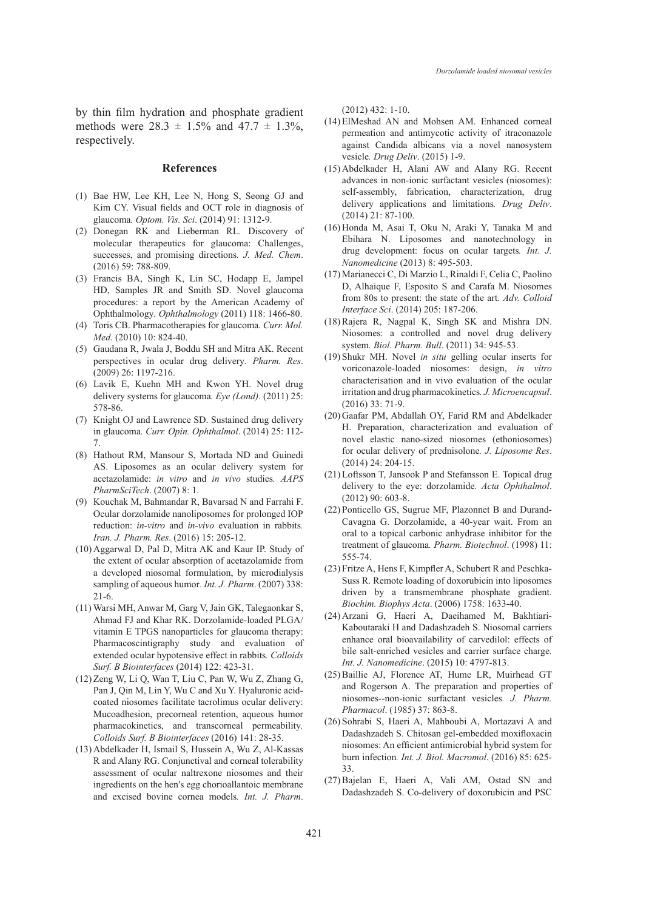by thin film hydration and phosphate gradient methods were 28.3 ± 1.5% and 47.7 ± 1.3%, respectively.

## References

(1) Bae HW, Lee KH, Lee N, Hong S, Seong GJ and Kim CY. Visual fields and OCT role in diagnosis of glaucoma. *Optom. Vis. Sci*. (2014) 91: 1312-9.

(2) Donegan RK and Lieberman RL. Discovery of molecular therapeutics for glaucoma: Challenges, successes, and promising directions. *J. Med. Chem*. (2016) 59: 788-809.

(3) Francis BA, Singh K, Lin SC, Hodapp E, Jampel HD, Samples JR and Smith SD. Novel glaucoma procedures: a report by the American Academy of Ophthalmology. *Ophthalmology* (2011) 118: 1466-80.

(4) Toris CB. Pharmacotherapies for glaucoma. *Curr. Mol. Med*. (2010) 10: 824-40.

(5) Gaudana R, Jwala J, Boddu SH and Mitra AK. Recent perspectives in ocular drug delivery. *Pharm. Res*. (2009) 26: 1197-216.

(6) Lavik E, Kuehn MH and Kwon YH. Novel drug delivery systems for glaucoma. *Eye (Lond)*. (2011) 25: 578-86.

(7) Knight OJ and Lawrence SD. Sustained drug delivery in glaucoma. *Curr. Opin. Ophthalmol*. (2014) 25: 112-7.

(8) Hathout RM, Mansour S, Mortada ND and Guinedi AS. Liposomes as an ocular delivery system for acetazolamide: *in vitro* and *in vivo* studies. *AAPS PharmSciTech*. (2007) 8: 1.

(9) Kouchak M, Bahmandar R, Bavarsad N and Farrahi F. Ocular dorzolamide nanoliposomes for prolonged IOP reduction: *in-vitro* and *in-vivo* evaluation in rabbits. *Iran. J. Pharm. Res*. (2016) 15: 205-12.

(10) Aggarwal D, Pal D, Mitra AK and Kaur IP. Study of the extent of ocular absorption of acetazolamide from a developed niosomal formulation, by microdialysis sampling of aqueous humor. *Int. J. Pharm*. (2007) 338: 21-6.

(11) Warsi MH, Anwar M, Garg V, Jain GK, Talegaonkar S, Ahmad FJ and Khar RK. Dorzolamide-loaded PLGA/vitamin E TPGS nanoparticles for glaucoma therapy: Pharmacoscintigraphy study and evaluation of extended ocular hypotensive effect in rabbits. *Colloids Surf. B Biointerfaces* (2014) 122: 423-31.

(12) Zeng W, Li Q, Wan T, Liu C, Pan W, Wu Z, Zhang G, Pan J, Qin M, Lin Y, Wu C and Xu Y. Hyaluronic acid-coated niosomes facilitate tacrolimus ocular delivery: Mucoadhesion, precorneal retention, aqueous humor pharmacokinetics, and transcorneal permeability. *Colloids Surf. B Biointerfaces* (2016) 141: 28-35.

(13) Abdelkader H, Ismail S, Hussein A, Wu Z, Al-Kassas R and Alany RG. Conjunctival and corneal tolerability assessment of ocular naltrexone niosomes and their ingredients on the hen's egg chorioallantoic membrane and excised bovine cornea models. *Int. J. Pharm*. (2012) 432: 1-10.

(14) ElMeshad AN and Mohsen AM. Enhanced corneal permeation and antimycotic activity of itraconazole against Candida albicans via a novel nanosystem vesicle. *Drug Deliv*. (2015) 1-9.

(15) Abdelkader H, Alani AW and Alany RG. Recent advances in non-ionic surfactant vesicles (niosomes): self-assembly, fabrication, characterization, drug delivery applications and limitations. *Drug Deliv*. (2014) 21: 87-100.

(16) Honda M, Asai T, Oku N, Araki Y, Tanaka M and Ebihara N. Liposomes and nanotechnology in drug development: focus on ocular targets. *Int. J. Nanomedicine* (2013) 8: 495-503.

(17) Marianecci C, Di Marzio L, Rinaldi F, Celia C, Paolino D, Alhaique F, Esposito S and Carafa M. Niosomes from 80s to present: the state of the art. *Adv. Colloid Interface Sci*. (2014) 205: 187-206.

(18) Rajera R, Nagpal K, Singh SK and Mishra DN. Niosomes: a controlled and novel drug delivery system. *Biol. Pharm. Bull*. (2011) 34: 945-53.

(19) Shukr MH. Novel *in situ* gelling ocular inserts for voriconazole-loaded niosomes: design, *in vitro* characterisation and in vivo evaluation of the ocular irritation and drug pharmacokinetics. *J. Microencapsul*. (2016) 33: 71-9.

(20) Gaafar PM, Abdallah OY, Farid RM and Abdelkader H. Preparation, characterization and evaluation of novel elastic nano-sized niosomes (ethoniosomes) for ocular delivery of prednisolone. *J. Liposome Res*. (2014) 24: 204-15.

(21) Loftsson T, Jansook P and Stefansson E. Topical drug delivery to the eye: dorzolamide. *Acta Ophthalmol*. (2012) 90: 603-8.

(22) Ponticello GS, Sugrue MF, Plazonnet B and Durand-Cavagna G. Dorzolamide, a 40-year wait. From an oral to a topical carbonic anhydrase inhibitor for the treatment of glaucoma. *Pharm. Biotechnol*. (1998) 11: 555-74.

(23) Fritze A, Hens F, Kimpfler A, Schubert R and Peschka-Suss R. Remote loading of doxorubicin into liposomes driven by a transmembrane phosphate gradient. *Biochim. Biophys Acta*. (2006) 1758: 1633-40.

(24) Arzani G, Haeri A, Daeihamed M, Bakhtiari-Kaboutaraki H and Dadashzadeh S. Niosomal carriers enhance oral bioavailability of carvedilol: effects of bile salt-enriched vesicles and carrier surface charge. *Int. J. Nanomedicine*. (2015) 10: 4797-813.

(25) Baillie AJ, Florence AT, Hume LR, Muirhead GT and Rogerson A. The preparation and properties of niosomes--non-ionic surfactant vesicles. *J. Pharm. Pharmacol*. (1985) 37: 863-8.

(26) Sohrabi S, Haeri A, Mahboubi A, Mortazavi A and Dadashzadeh S. Chitosan gel-embedded moxifloxacin niosomes: An efficient antimicrobial hybrid system for burn infection. *Int. J. Biol. Macromol*. (2016) 85: 625-33.

(27) Bajelan E, Haeri A, Vali AM, Ostad SN and Dadashzadeh S. Co-delivery of doxorubicin and PSC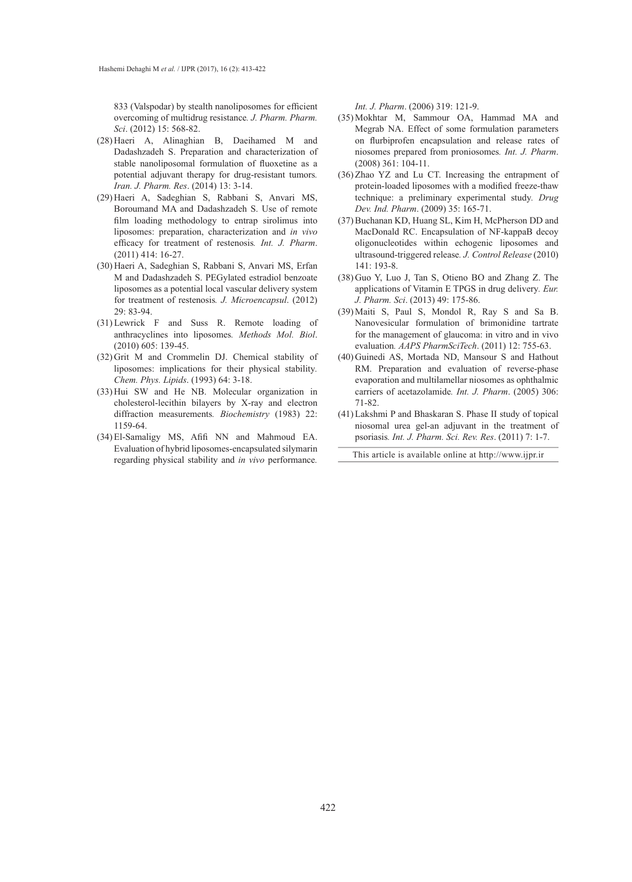833 (Valspodar) by stealth nanoliposomes for efficient overcoming of multidrug resistance. *J. Pharm. Pharm. Sci*. (2012) 15: 568-82.

(28) Haeri A, Alinaghian B, Daeihamed M and Dadashzadeh S. Preparation and characterization of stable nanoliposomal formulation of fluoxetine as a potential adjuvant therapy for drug-resistant tumors. *Iran. J. Pharm. Res*. (2014) 13: 3-14.

(29) Haeri A, Sadeghian S, Rabbani S, Anvari MS, Boroumand MA and Dadashzadeh S. Use of remote film loading methodology to entrap sirolimus into liposomes: preparation, characterization and *in vivo* efficacy for treatment of restenosis. *Int. J. Pharm*. (2011) 414: 16-27.

(30) Haeri A, Sadeghian S, Rabbani S, Anvari MS, Erfan M and Dadashzadeh S. PEGylated estradiol benzoate liposomes as a potential local vascular delivery system for treatment of restenosis. *J. Microencapsul*. (2012) 29: 83-94.

(31) Lewrick F and Suss R. Remote loading of anthracyclines into liposomes. *Methods Mol. Biol*. (2010) 605: 139-45.

(32) Grit M and Crommelin DJ. Chemical stability of liposomes: implications for their physical stability. *Chem. Phys. Lipids*. (1993) 64: 3-18.

(33) Hui SW and He NB. Molecular organization in cholesterol-lecithin bilayers by X-ray and electron diffraction measurements. *Biochemistry* (1983) 22: 1159-64.

(34) El-Samaligy MS, Afifi NN and Mahmoud EA. Evaluation of hybrid liposomes-encapsulated silymarin regarding physical stability and *in vivo* performance. *Int. J. Pharm*. (2006) 319: 121-9.

(35) Mokhtar M, Sammour OA, Hammad MA and Megrab NA. Effect of some formulation parameters on flurbiprofen encapsulation and release rates of niosomes prepared from proniosomes. *Int. J. Pharm*. (2008) 361: 104-11.

(36) Zhao YZ and Lu CT. Increasing the entrapment of protein-loaded liposomes with a modified freeze-thaw technique: a preliminary experimental study. *Drug Dev. Ind. Pharm*. (2009) 35: 165-71.

(37) Buchanan KD, Huang SL, Kim H, McPherson DD and MacDonald RC. Encapsulation of NF-kappaB decoy oligonucleotides within echogenic liposomes and ultrasound-triggered release. *J. Control Release* (2010) 141: 193-8.

(38) Guo Y, Luo J, Tan S, Otieno BO and Zhang Z. The applications of Vitamin E TPGS in drug delivery. *Eur. J. Pharm. Sci*. (2013) 49: 175-86.

(39) Maiti S, Paul S, Mondol R, Ray S and Sa B. Nanovesicular formulation of brimonidine tartrate for the management of glaucoma: in vitro and in vivo evaluation. *AAPS PharmSciTech*. (2011) 12: 755-63.

(40) Guinedi AS, Mortada ND, Mansour S and Hathout RM. Preparation and evaluation of reverse-phase evaporation and multilamellar niosomes as ophthalmic carriers of acetazolamide. *Int. J. Pharm*. (2005) 306: 71-82.

(41) Lakshmi P and Bhaskaran S. Phase II study of topical niosomal urea gel-an adjuvant in the treatment of psoriasis. *Int. J. Pharm. Sci. Rev. Res*. (2011) 7: 1-7.

This article is available online at http://www.ijpr.ir